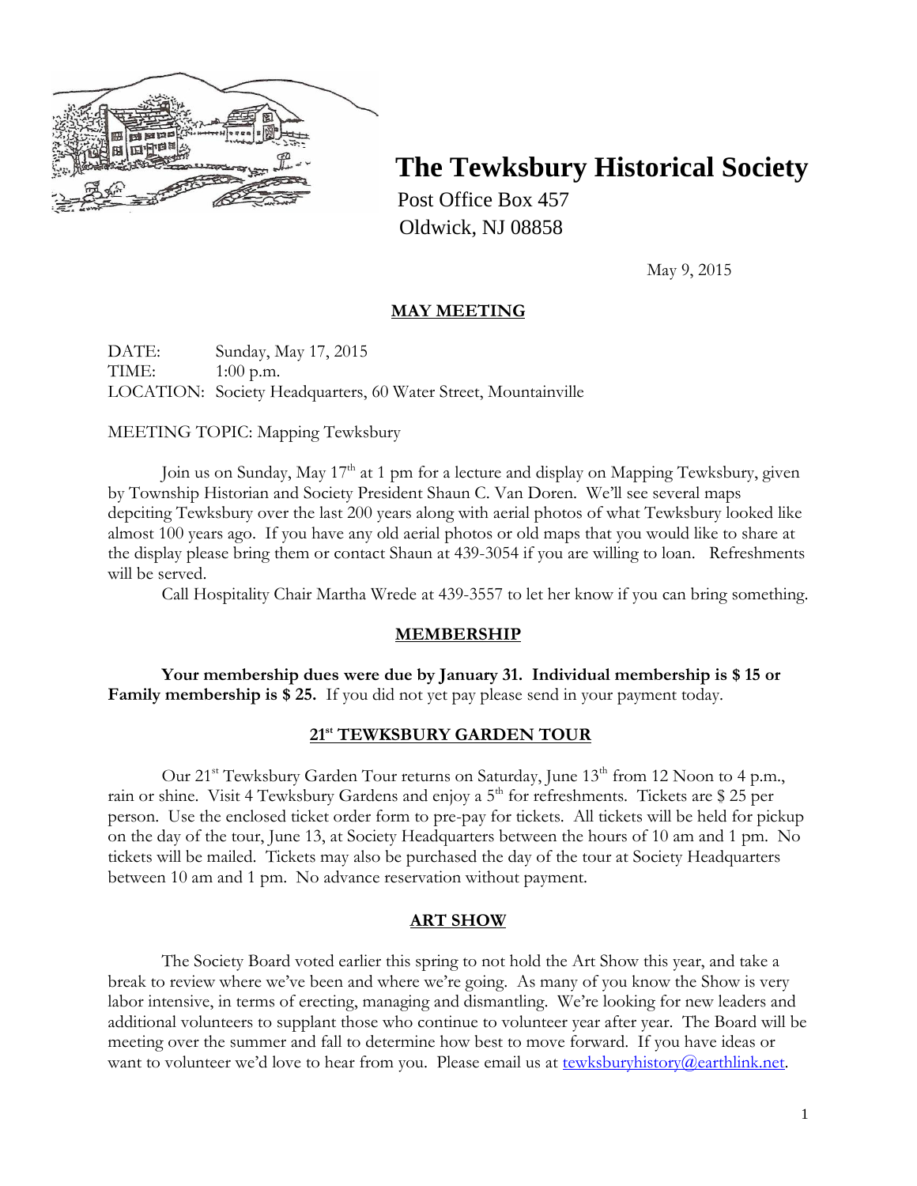# The Tewksbury Historical Society

Post Office Box 457
Oldwick, NJ 08858

May 9, 2015

## MAY MEETING

DATE: Sunday, May 17, 2015
TIME: 1:00 p.m.
LOCATION: Society Headquarters, 60 Water Street, Mountainville

MEETING TOPIC: Mapping Tewksbury

Join us on Sunday, May 17th at 1 pm for a lecture and display on Mapping Tewksbury, given by Township Historian and Society President Shaun C. Van Doren. We'll see several maps depciting Tewksbury over the last 200 years along with aerial photos of what Tewksbury looked like almost 100 years ago. If you have any old aerial photos or old maps that you would like to share at the display please bring them or contact Shaun at 439-3054 if you are willing to loan. Refreshments will be served.

Call Hospitality Chair Martha Wrede at 439-3557 to let her know if you can bring something.

## MEMBERSHIP

**Your membership dues were due by January 31. Individual membership is $ 15 or Family membership is $ 25.** If you did not yet pay please send in your payment today.

## 21st TEWKSBURY GARDEN TOUR

Our 21st Tewksbury Garden Tour returns on Saturday, June 13th from 12 Noon to 4 p.m., rain or shine. Visit 4 Tewksbury Gardens and enjoy a 5th for refreshments. Tickets are $ 25 per person. Use the enclosed ticket order form to pre-pay for tickets. All tickets will be held for pickup on the day of the tour, June 13, at Society Headquarters between the hours of 10 am and 1 pm. No tickets will be mailed. Tickets may also be purchased the day of the tour at Society Headquarters between 10 am and 1 pm. No advance reservation without payment.

## ART SHOW

The Society Board voted earlier this spring to not hold the Art Show this year, and take a break to review where we've been and where we're going. As many of you know the Show is very labor intensive, in terms of erecting, managing and dismantling. We're looking for new leaders and additional volunteers to supplant those who continue to volunteer year after year. The Board will be meeting over the summer and fall to determine how best to move forward. If you have ideas or want to volunteer we'd love to hear from you. Please email us at tewksburyhistory@earthlink.net.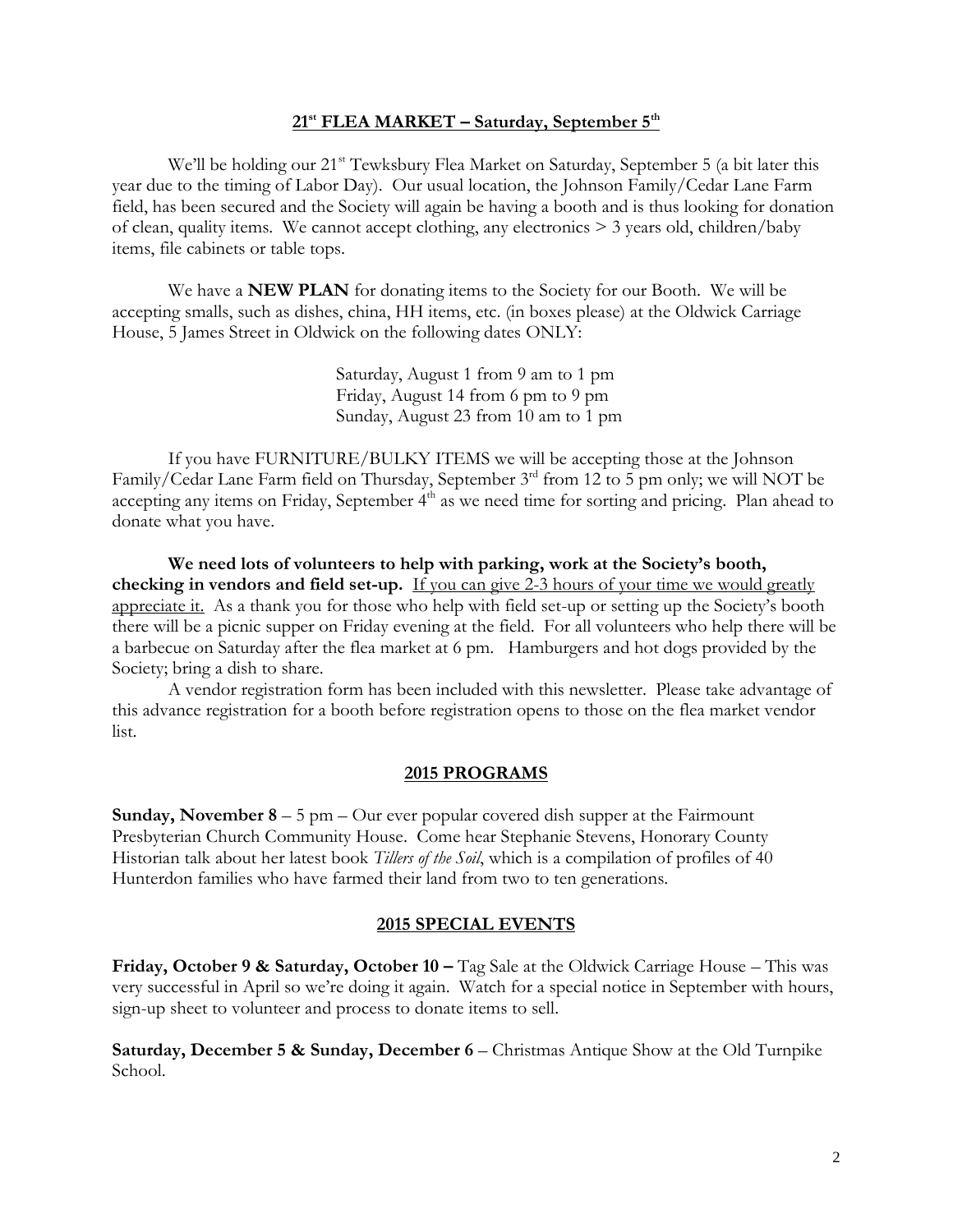## 21st FLEA MARKET – Saturday, September 5th

We'll be holding our 21st Tewksbury Flea Market on Saturday, September 5 (a bit later this year due to the timing of Labor Day). Our usual location, the Johnson Family/Cedar Lane Farm field, has been secured and the Society will again be having a booth and is thus looking for donation of clean, quality items. We cannot accept clothing, any electronics > 3 years old, children/baby items, file cabinets or table tops.

We have a **NEW PLAN** for donating items to the Society for our Booth. We will be accepting smalls, such as dishes, china, HH items, etc. (in boxes please) at the Oldwick Carriage House, 5 James Street in Oldwick on the following dates ONLY:

Saturday, August 1 from 9 am to 1 pm
Friday, August 14 from 6 pm to 9 pm
Sunday, August 23 from 10 am to 1 pm

If you have FURNITURE/BULKY ITEMS we will be accepting those at the Johnson Family/Cedar Lane Farm field on Thursday, September 3rd from 12 to 5 pm only; we will NOT be accepting any items on Friday, September 4th as we need time for sorting and pricing. Plan ahead to donate what you have.

**We need lots of volunteers to help with parking, work at the Society's booth, checking in vendors and field set-up.** If you can give 2-3 hours of your time we would greatly appreciate it. As a thank you for those who help with field set-up or setting up the Society's booth there will be a picnic supper on Friday evening at the field. For all volunteers who help there will be a barbecue on Saturday after the flea market at 6 pm. Hamburgers and hot dogs provided by the Society; bring a dish to share.

A vendor registration form has been included with this newsletter. Please take advantage of this advance registration for a booth before registration opens to those on the flea market vendor list.

## 2015 PROGRAMS

**Sunday, November 8** – 5 pm – Our ever popular covered dish supper at the Fairmount Presbyterian Church Community House. Come hear Stephanie Stevens, Honorary County Historian talk about her latest book *Tillers of the Soil*, which is a compilation of profiles of 40 Hunterdon families who have farmed their land from two to ten generations.

## 2015 SPECIAL EVENTS

**Friday, October 9 & Saturday, October 10 –** Tag Sale at the Oldwick Carriage House – This was very successful in April so we're doing it again. Watch for a special notice in September with hours, sign-up sheet to volunteer and process to donate items to sell.

**Saturday, December 5 & Sunday, December 6** – Christmas Antique Show at the Old Turnpike School.